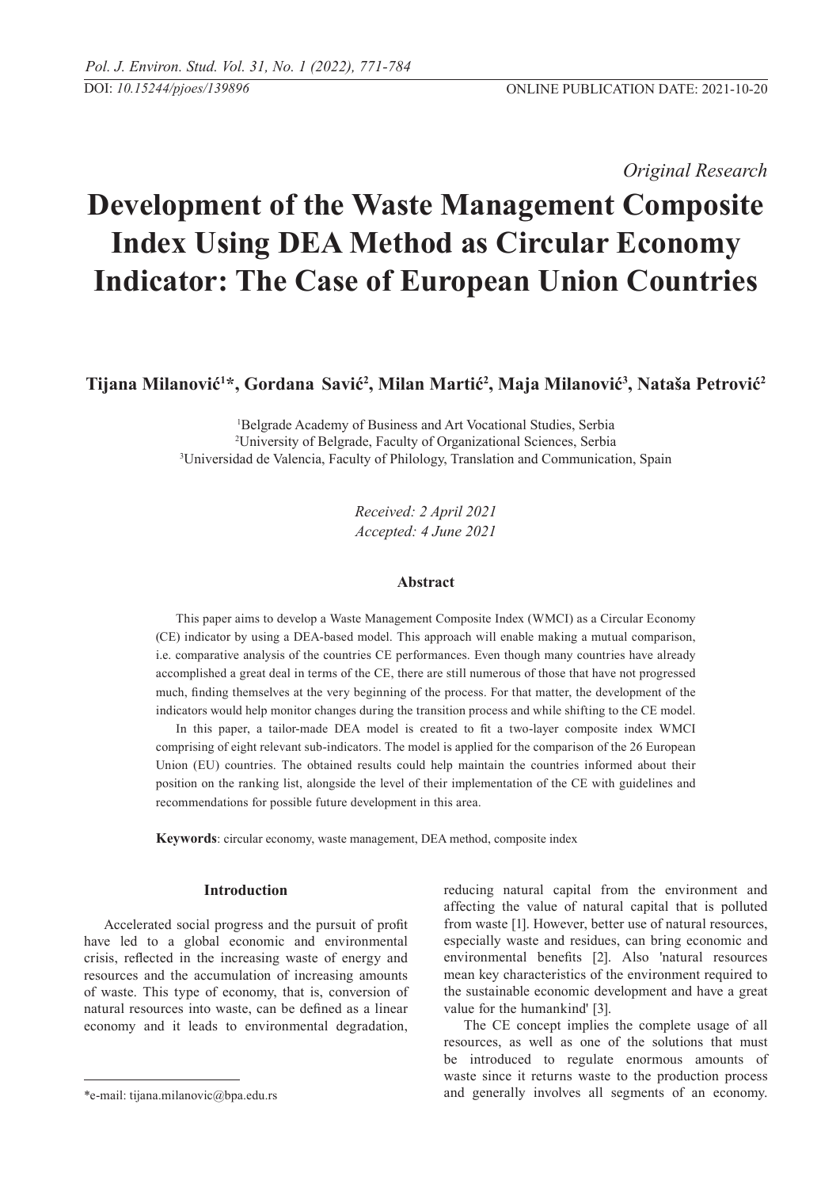*Original Research*

# Development of the Waste Management Composite Index Using DEA Method as Circular Economy Indicator: The Case of European Union Countries

**Tijana Milanović[1]\*, Gordana Savić[2], Milan Martić[2], Maja Milanović[3], Nataša Petrović[2]**

[1]Belgrade Academy of Business and Art Vocational Studies, Serbia
[2]University of Belgrade, Faculty of Organizational Sciences, Serbia
[3]Universidad de Valencia, Faculty of Philology, Translation and Communication, Spain

*Received: 2 April 2021*
*Accepted: 4 June 2021*

### Abstract

This paper aims to develop a Waste Management Composite Index (WMCI) as a Circular Economy (CE) indicator by using a DEA-based model. This approach will enable making a mutual comparison, i.e. comparative analysis of the countries CE performances. Even though many countries have already accomplished a great deal in terms of the CE, there are still numerous of those that have not progressed much, finding themselves at the very beginning of the process. For that matter, the development of the indicators would help monitor changes during the transition process and while shifting to the CE model.

In this paper, a tailor-made DEA model is created to fit a two-layer composite index WMCI comprising of eight relevant sub-indicators. The model is applied for the comparison of the 26 European Union (EU) countries. The obtained results could help maintain the countries informed about their position on the ranking list, alongside the level of their implementation of the CE with guidelines and recommendations for possible future development in this area.

**Keywords**: circular economy, waste management, DEA method, composite index

### Introduction

Accelerated social progress and the pursuit of profit have led to a global economic and environmental crisis, reflected in the increasing waste of energy and resources and the accumulation of increasing amounts of waste. This type of economy, that is, conversion of natural resources into waste, can be defined as a linear economy and it leads to environmental degradation, reducing natural capital from the environment and affecting the value of natural capital that is polluted from waste [1]. However, better use of natural resources, especially waste and residues, can bring economic and environmental benefits [2]. Also 'natural resources mean key characteristics of the environment required to the sustainable economic development and have a great value for the humankind' [3].

The CE concept implies the complete usage of all resources, as well as one of the solutions that must be introduced to regulate enormous amounts of waste since it returns waste to the production process and generally involves all segments of an economy.

\*e-mail: tijana.milanovic@bpa.edu.rs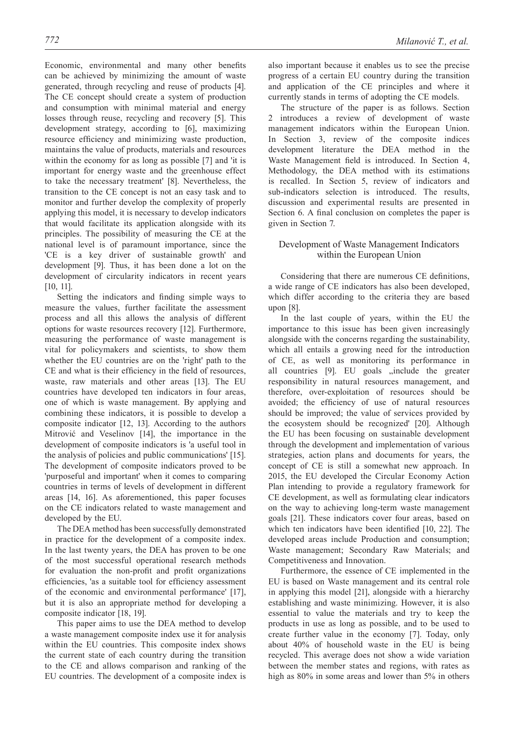Economic, environmental and many other benefits can be achieved by minimizing the amount of waste generated, through recycling and reuse of products [4]. The CE concept should create a system of production and consumption with minimal material and energy losses through reuse, recycling and recovery [5]. This development strategy, according to [6], maximizing resource efficiency and minimizing waste production, maintains the value of products, materials and resources within the economy for as long as possible [7] and 'it is important for energy waste and the greenhouse effect to take the necessary treatment' [8]. Nevertheless, the transition to the CE concept is not an easy task and to monitor and further develop the complexity of properly applying this model, it is necessary to develop indicators that would facilitate its application alongside with its principles. The possibility of measuring the CE at the national level is of paramount importance, since the 'CE is a key driver of sustainable growth' and development [9]. Thus, it has been done a lot on the development of circularity indicators in recent years [10, 11].

Setting the indicators and finding simple ways to measure the values, further facilitate the assessment process and all this allows the analysis of different options for waste resources recovery [12]. Furthermore, measuring the performance of waste management is vital for policymakers and scientists, to show them whether the EU countries are on the 'right' path to the CE and what is their efficiency in the field of resources, waste, raw materials and other areas [13]. The EU countries have developed ten indicators in four areas, one of which is waste management. By applying and combining these indicators, it is possible to develop a composite indicator [12, 13]. According to the authors Mitrović and Veselinov [14], the importance in the development of composite indicators is 'a useful tool in the analysis of policies and public communications' [15]. The development of composite indicators proved to be 'purposeful and important' when it comes to comparing countries in terms of levels of development in different areas [14, 16]. As aforementioned, this paper focuses on the CE indicators related to waste management and developed by the EU.

The DEA method has been successfully demonstrated in practice for the development of a composite index. In the last twenty years, the DEA has proven to be one of the most successful operational research methods for evaluation the non-profit and profit organizations efficiencies, 'as a suitable tool for efficiency assessment of the economic and environmental performance' [17], but it is also an appropriate method for developing a composite indicator [18, 19].

This paper aims to use the DEA method to develop a waste management composite index use it for analysis within the EU countries. This composite index shows the current state of each country during the transition to the CE and allows comparison and ranking of the EU countries. The development of a composite index is also important because it enables us to see the precise progress of a certain EU country during the transition and application of the CE principles and where it currently stands in terms of adopting the CE models.

The structure of the paper is as follows. Section 2 introduces a review of development of waste management indicators within the European Union. In Section 3, review of the composite indices development literature the DEA method in the Waste Management field is introduced. In Section 4, Methodology, the DEA method with its estimations is recalled. In Section 5, review of indicators and sub-indicators selection is introduced. The results, discussion and experimental results are presented in Section 6. A final conclusion on completes the paper is given in Section 7.

## Development of Waste Management Indicators within the European Union

Considering that there are numerous CE definitions, a wide range of CE indicators has also been developed, which differ according to the criteria they are based upon [8].

In the last couple of years, within the EU the importance to this issue has been given increasingly alongside with the concerns regarding the sustainability, which all entails a growing need for the introduction of CE, as well as monitoring its performance in all countries [9]. EU goals „include the greater responsibility in natural resources management, and therefore, over-exploitation of resources should be avoided; the efficiency of use of natural resources should be improved; the value of services provided by the ecosystem should be recognized' [20]. Although the EU has been focusing on sustainable development through the development and implementation of various strategies, action plans and documents for years, the concept of CE is still a somewhat new approach. In 2015, the EU developed the Circular Economy Action Plan intending to provide a regulatory framework for CE development, as well as formulating clear indicators on the way to achieving long-term waste management goals [21]. These indicators cover four areas, based on which ten indicators have been identified [10, 22]. The developed areas include Production and consumption; Waste management; Secondary Raw Materials; and Competitiveness and Innovation.

Furthermore, the essence of CE implemented in the EU is based on Waste management and its central role in applying this model [21], alongside with a hierarchy establishing and waste minimizing. However, it is also essential to value the materials and try to keep the products in use as long as possible, and to be used to create further value in the economy [7]. Today, only about 40% of household waste in the EU is being recycled. This average does not show a wide variation between the member states and regions, with rates as high as 80% in some areas and lower than 5% in others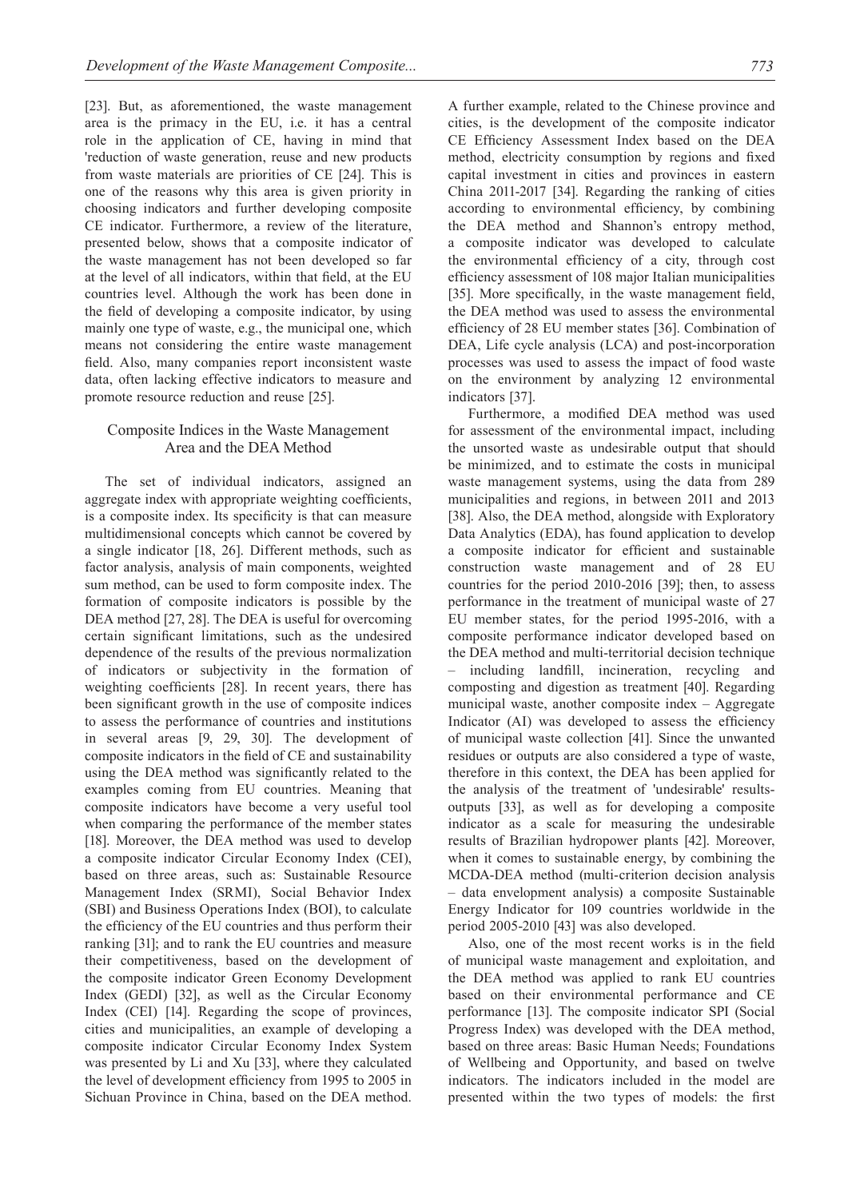[23]. But, as aforementioned, the waste management area is the primacy in the EU, i.e. it has a central role in the application of CE, having in mind that 'reduction of waste generation, reuse and new products from waste materials are priorities of CE [24]. This is one of the reasons why this area is given priority in choosing indicators and further developing composite CE indicator. Furthermore, a review of the literature, presented below, shows that a composite indicator of the waste management has not been developed so far at the level of all indicators, within that field, at the EU countries level. Although the work has been done in the field of developing a composite indicator, by using mainly one type of waste, e.g., the municipal one, which means not considering the entire waste management field. Also, many companies report inconsistent waste data, often lacking effective indicators to measure and promote resource reduction and reuse [25].

## Composite Indices in the Waste Management Area and the DEA Method

The set of individual indicators, assigned an aggregate index with appropriate weighting coefficients, is a composite index. Its specificity is that can measure multidimensional concepts which cannot be covered by a single indicator [18, 26]. Different methods, such as factor analysis, analysis of main components, weighted sum method, can be used to form composite index. The formation of composite indicators is possible by the DEA method [27, 28]. The DEA is useful for overcoming certain significant limitations, such as the undesired dependence of the results of the previous normalization of indicators or subjectivity in the formation of weighting coefficients [28]. In recent years, there has been significant growth in the use of composite indices to assess the performance of countries and institutions in several areas [9, 29, 30]. The development of composite indicators in the field of CE and sustainability using the DEA method was significantly related to the examples coming from EU countries. Meaning that composite indicators have become a very useful tool when comparing the performance of the member states [18]. Moreover, the DEA method was used to develop a composite indicator Circular Economy Index (CEI), based on three areas, such as: Sustainable Resource Management Index (SRMI), Social Behavior Index (SBI) and Business Operations Index (BOI), to calculate the efficiency of the EU countries and thus perform their ranking [31]; and to rank the EU countries and measure their competitiveness, based on the development of the composite indicator Green Economy Development Index (GEDI) [32], as well as the Circular Economy Index (CEI) [14]. Regarding the scope of provinces, cities and municipalities, an example of developing a composite indicator Circular Economy Index System was presented by Li and Xu [33], where they calculated the level of development efficiency from 1995 to 2005 in Sichuan Province in China, based on the DEA method. A further example, related to the Chinese province and cities, is the development of the composite indicator CE Efficiency Assessment Index based on the DEA method, electricity consumption by regions and fixed capital investment in cities and provinces in eastern China 2011-2017 [34]. Regarding the ranking of cities according to environmental efficiency, by combining the DEA method and Shannon's entropy method, a composite indicator was developed to calculate the environmental efficiency of a city, through cost efficiency assessment of 108 major Italian municipalities [35]. More specifically, in the waste management field, the DEA method was used to assess the environmental efficiency of 28 EU member states [36]. Combination of DEA, Life cycle analysis (LCA) and post-incorporation processes was used to assess the impact of food waste on the environment by analyzing 12 environmental indicators [37].

Furthermore, a modified DEA method was used for assessment of the environmental impact, including the unsorted waste as undesirable output that should be minimized, and to estimate the costs in municipal waste management systems, using the data from 289 municipalities and regions, in between 2011 and 2013 [38]. Also, the DEA method, alongside with Exploratory Data Analytics (EDA), has found application to develop a composite indicator for efficient and sustainable construction waste management and of 28 EU countries for the period 2010-2016 [39]; then, to assess performance in the treatment of municipal waste of 27 EU member states, for the period 1995-2016, with a composite performance indicator developed based on the DEA method and multi-territorial decision technique – including landfill, incineration, recycling and composting and digestion as treatment [40]. Regarding municipal waste, another composite index – Aggregate Indicator (AI) was developed to assess the efficiency of municipal waste collection [41]. Since the unwanted residues or outputs are also considered a type of waste, therefore in this context, the DEA has been applied for the analysis of the treatment of 'undesirable' results-outputs [33], as well as for developing a composite indicator as a scale for measuring the undesirable results of Brazilian hydropower plants [42]. Moreover, when it comes to sustainable energy, by combining the MCDA-DEA method (multi-criterion decision analysis – data envelopment analysis) a composite Sustainable Energy Indicator for 109 countries worldwide in the period 2005-2010 [43] was also developed.

Also, one of the most recent works is in the field of municipal waste management and exploitation, and the DEA method was applied to rank EU countries based on their environmental performance and CE performance [13]. The composite indicator SPI (Social Progress Index) was developed with the DEA method, based on three areas: Basic Human Needs; Foundations of Wellbeing and Opportunity, and based on twelve indicators. The indicators included in the model are presented within the two types of models: the first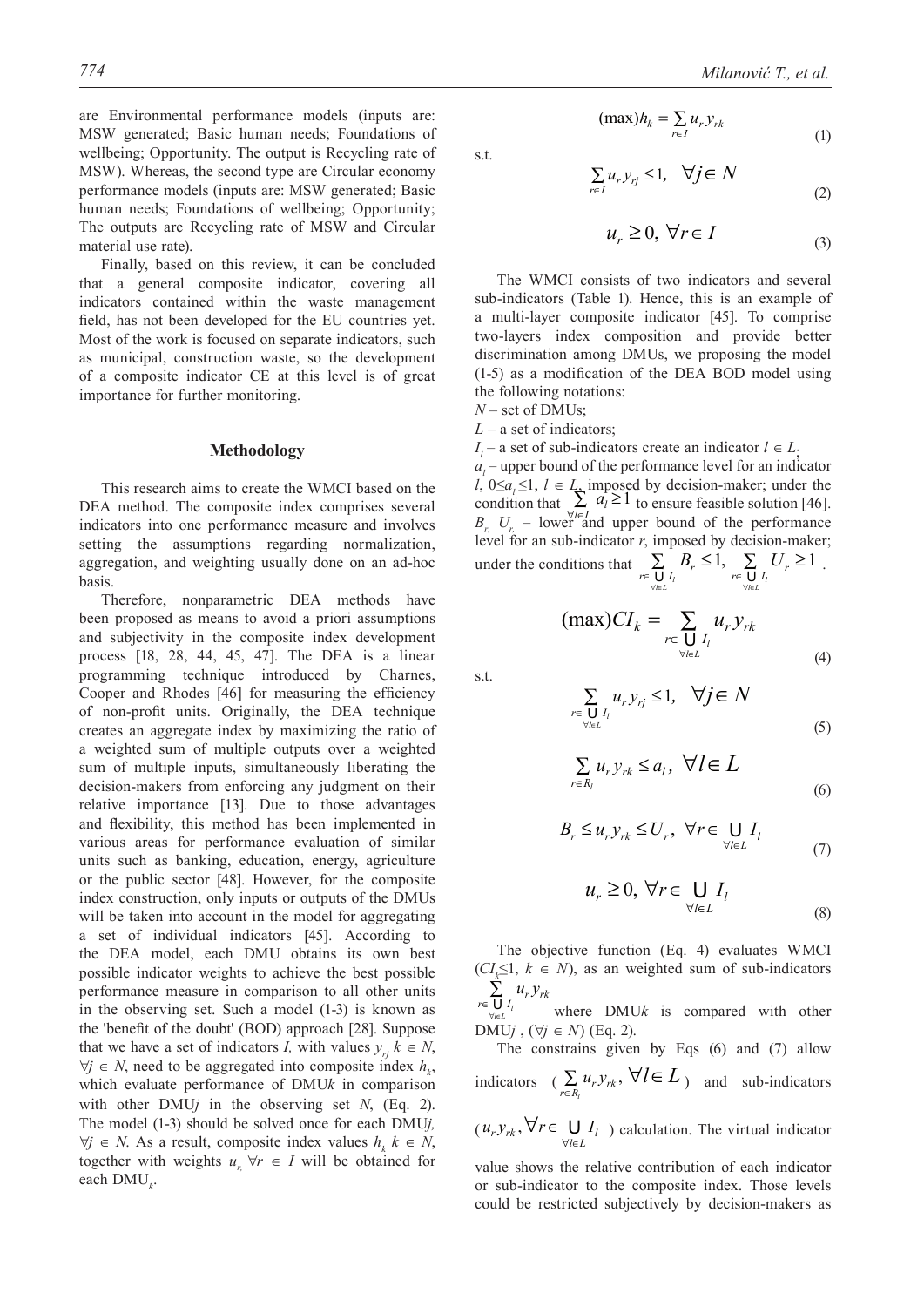are Environmental performance models (inputs are: MSW generated; Basic human needs; Foundations of wellbeing; Opportunity. The output is Recycling rate of MSW). Whereas, the second type are Circular economy performance models (inputs are: MSW generated; Basic human needs; Foundations of wellbeing; Opportunity; The outputs are Recycling rate of MSW and Circular material use rate).

Finally, based on this review, it can be concluded that a general composite indicator, covering all indicators contained within the waste management field, has not been developed for the EU countries yet. Most of the work is focused on separate indicators, such as municipal, construction waste, so the development of a composite indicator CE at this level is of great importance for further monitoring.

## Methodology

This research aims to create the WMCI based on the DEA method. The composite index comprises several indicators into one performance measure and involves setting the assumptions regarding normalization, aggregation, and weighting usually done on an ad-hoc basis.

Therefore, nonparametric DEA methods have been proposed as means to avoid a priori assumptions and subjectivity in the composite index development process [18, 28, 44, 45, 47]. The DEA is a linear programming technique introduced by Charnes, Cooper and Rhodes [46] for measuring the efficiency of non-profit units. Originally, the DEA technique creates an aggregate index by maximizing the ratio of a weighted sum of multiple outputs over a weighted sum of multiple inputs, simultaneously liberating the decision-makers from enforcing any judgment on their relative importance [13]. Due to those advantages and flexibility, this method has been implemented in various areas for performance evaluation of similar units such as banking, education, energy, agriculture or the public sector [48]. However, for the composite index construction, only inputs or outputs of the DMUs will be taken into account in the model for aggregating a set of individual indicators [45]. According to the DEA model, each DMU obtains its own best possible indicator weights to achieve the best possible performance measure in comparison to all other units in the observing set. Such a model (1-3) is known as the 'benefit of the doubt' (BOD) approach [28]. Suppose that we have a set of indicators $I$, with values $y_{rj}$ $k \in N$, $\forall j \in N$, need to be aggregated into composite index $h_k$, which evaluate performance of DMU$k$ in comparison with other DMU$j$ in the observing set $N$, (Eq. 2). The model (1-3) should be solved once for each DMU$j$, $\forall j \in N$. As a result, composite index values $h_k$ $k \in N$, together with weights $u_r$, $\forall r \in I$ will be obtained for each DMU$_k$.

$$(\max) h_k = \sum_{r \in I} u_r y_{rk} \tag{1}$$

s.t.

$$\sum_{r \in I} u_r y_{rj} \leq 1, \quad \forall j \in N \tag{2}$$

$$u_r \geq 0, \ \forall r \in I \tag{3}$$

The WMCI consists of two indicators and several sub-indicators (Table 1). Hence, this is an example of a multi-layer composite indicator [45]. To comprise two-layers index composition and provide better discrimination among DMUs, we proposing the model (1-5) as a modification of the DEA BOD model using the following notations:

$N$ – set of DMUs;

$L$ – a set of indicators;

$I_l$ – a set of sub-indicators create an indicator $l \in L$;

$a_l$ – upper bound of the performance level for an indicator $l$, $0 \leq a_l \leq 1$, $l \in L$, imposed by decision-maker; under the condition that $\sum_{\forall l \in L} a_l \geq 1$ to ensure feasible solution [46].

$B_r$, $U_r$ – lower and upper bound of the performance level for an sub-indicator $r$, imposed by decision-maker; under the conditions that $\sum_{r \in \bigcup_{\forall l \in L} I_l} B_r \leq 1$, $\sum_{r \in \bigcup_{\forall l \in L} I_l} U_r \geq 1$.

$$(\max) CI_k = \sum_{r \in \bigcup_{\forall l \in L} I_l} u_r y_{rk} \tag{4}$$

s.t.

$$\sum_{r \in \bigcup_{\forall l \in L} I_l} u_r y_{rj} \leq 1, \quad \forall j \in N \tag{5}$$

$$\sum_{r \in R_l} u_r y_{rk} \leq a_l, \ \forall l \in L \tag{6}$$

$$B_r \leq u_r y_{rk} \leq U_r, \ \forall r \in \bigcup_{\forall l \in L} I_l \tag{7}$$

$$u_r \geq 0, \ \forall r \in \bigcup_{\forall l \in L} I_l \tag{8}$$

The objective function (Eq. 4) evaluates WMCI ($CI_k \leq 1$, $k \in N$), as an weighted sum of sub-indicators $\sum_{r \in \bigcup_{\forall l \in L} I_l} u_r y_{rk}$ where DMU$k$ is compared with other DMU$j$, ($\forall j \in N$) (Eq. 2).

The constrains given by Eqs (6) and (7) allow indicators ($\sum_{r \in R_l} u_r y_{rk}, \forall l \in L$) and sub-indicators ($u_r y_{rk}, \forall r \in \bigcup_{\forall l \in L} I_l$) calculation. The virtual indicator value shows the relative contribution of each indicator or sub-indicator to the composite index. Those levels could be restricted subjectively by decision-makers as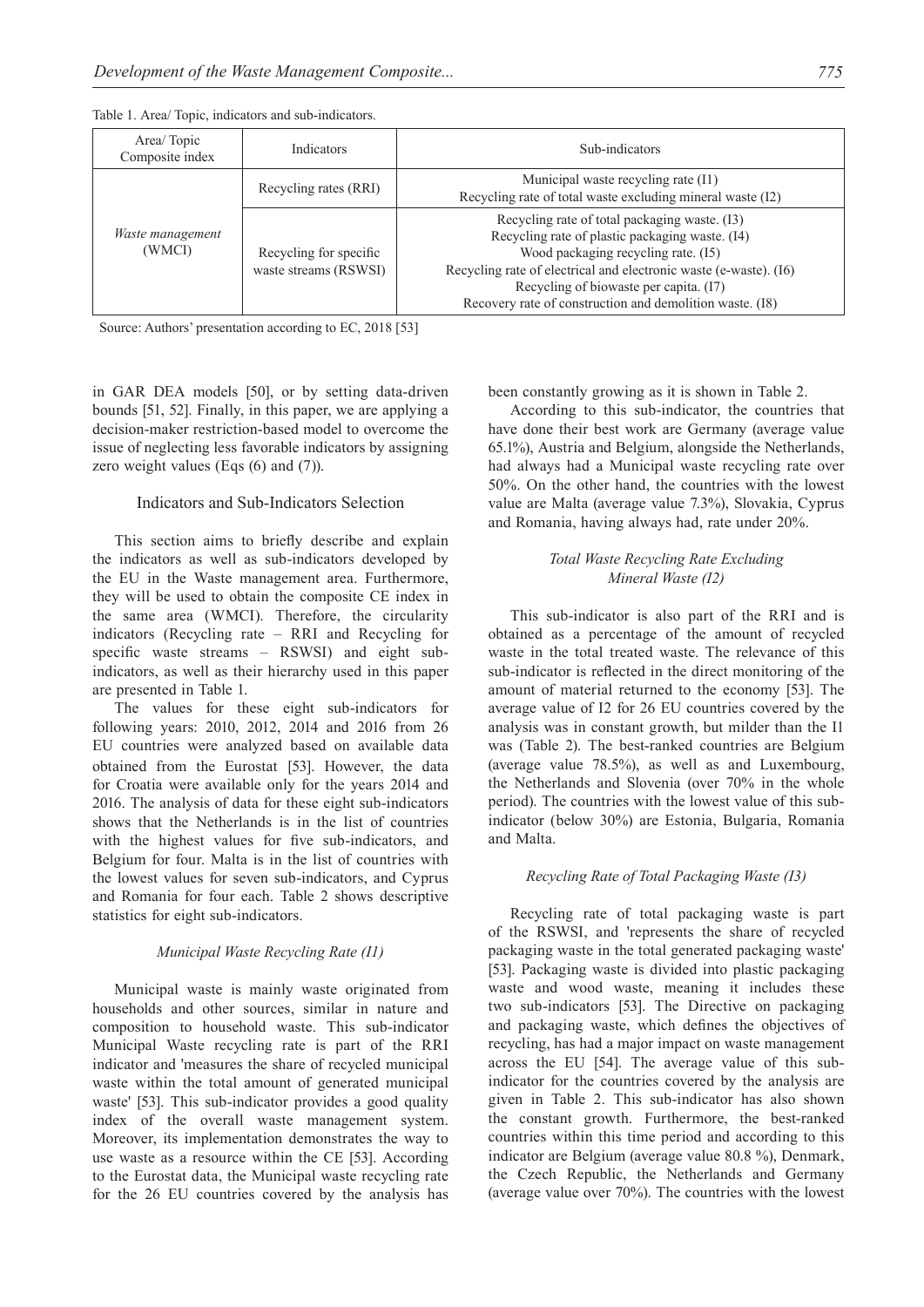Table 1. Area/ Topic, indicators and sub-indicators.

| Area/ Topic Composite index | Indicators | Sub-indicators |
|---|---|---|
| *Waste management* (WMCI) | Recycling rates (RRI) | Municipal waste recycling rate (I1)<br>Recycling rate of total waste excluding mineral waste (I2) |
| | Recycling for specific waste streams (RSWSI) | Recycling rate of total packaging waste. (I3)<br>Recycling rate of plastic packaging waste. (I4)<br>Wood packaging recycling rate. (I5)<br>Recycling rate of electrical and electronic waste (e-waste). (I6)<br>Recycling of biowaste per capita. (I7)<br>Recovery rate of construction and demolition waste. (I8) |

Source: Authors' presentation according to EC, 2018 [53]

in GAR DEA models [50], or by setting data-driven bounds [51, 52]. Finally, in this paper, we are applying a decision-maker restriction-based model to overcome the issue of neglecting less favorable indicators by assigning zero weight values (Eqs (6) and (7)).

## Indicators and Sub-Indicators Selection

This section aims to briefly describe and explain the indicators as well as sub-indicators developed by the EU in the Waste management area. Furthermore, they will be used to obtain the composite CE index in the same area (WMCI). Therefore, the circularity indicators (Recycling rate – RRI and Recycling for specific waste streams – RSWSI) and eight sub-indicators, as well as their hierarchy used in this paper are presented in Table 1.

The values for these eight sub-indicators for following years: 2010, 2012, 2014 and 2016 from 26 EU countries were analyzed based on available data obtained from the Eurostat [53]. However, the data for Croatia were available only for the years 2014 and 2016. The analysis of data for these eight sub-indicators shows that the Netherlands is in the list of countries with the highest values for five sub-indicators, and Belgium for four. Malta is in the list of countries with the lowest values for seven sub-indicators, and Cyprus and Romania for four each. Table 2 shows descriptive statistics for eight sub-indicators.

### *Municipal Waste Recycling Rate (I1)*

Municipal waste is mainly waste originated from households and other sources, similar in nature and composition to household waste. This sub-indicator Municipal Waste recycling rate is part of the RRI indicator and 'measures the share of recycled municipal waste within the total amount of generated municipal waste' [53]. This sub-indicator provides a good quality index of the overall waste management system. Moreover, its implementation demonstrates the way to use waste as a resource within the CE [53]. According to the Eurostat data, the Municipal waste recycling rate for the 26 EU countries covered by the analysis has been constantly growing as it is shown in Table 2.

According to this sub-indicator, the countries that have done their best work are Germany (average value 65.1%), Austria and Belgium, alongside the Netherlands, had always had a Municipal waste recycling rate over 50%. On the other hand, the countries with the lowest value are Malta (average value 7.3%), Slovakia, Cyprus and Romania, having always had, rate under 20%.

### *Total Waste Recycling Rate Excluding Mineral Waste (I2)*

This sub-indicator is also part of the RRI and is obtained as a percentage of the amount of recycled waste in the total treated waste. The relevance of this sub-indicator is reflected in the direct monitoring of the amount of material returned to the economy [53]. The average value of I2 for 26 EU countries covered by the analysis was in constant growth, but milder than the I1 was (Table 2). The best-ranked countries are Belgium (average value 78.5%), as well as and Luxembourg, the Netherlands and Slovenia (over 70% in the whole period). The countries with the lowest value of this sub-indicator (below 30%) are Estonia, Bulgaria, Romania and Malta.

### *Recycling Rate of Total Packaging Waste (I3)*

Recycling rate of total packaging waste is part of the RSWSI, and 'represents the share of recycled packaging waste in the total generated packaging waste' [53]. Packaging waste is divided into plastic packaging waste and wood waste, meaning it includes these two sub-indicators [53]. The Directive on packaging and packaging waste, which defines the objectives of recycling, has had a major impact on waste management across the EU [54]. The average value of this sub-indicator for the countries covered by the analysis are given in Table 2. This sub-indicator has also shown the constant growth. Furthermore, the best-ranked countries within this time period and according to this indicator are Belgium (average value 80.8 %), Denmark, the Czech Republic, the Netherlands and Germany (average value over 70%). The countries with the lowest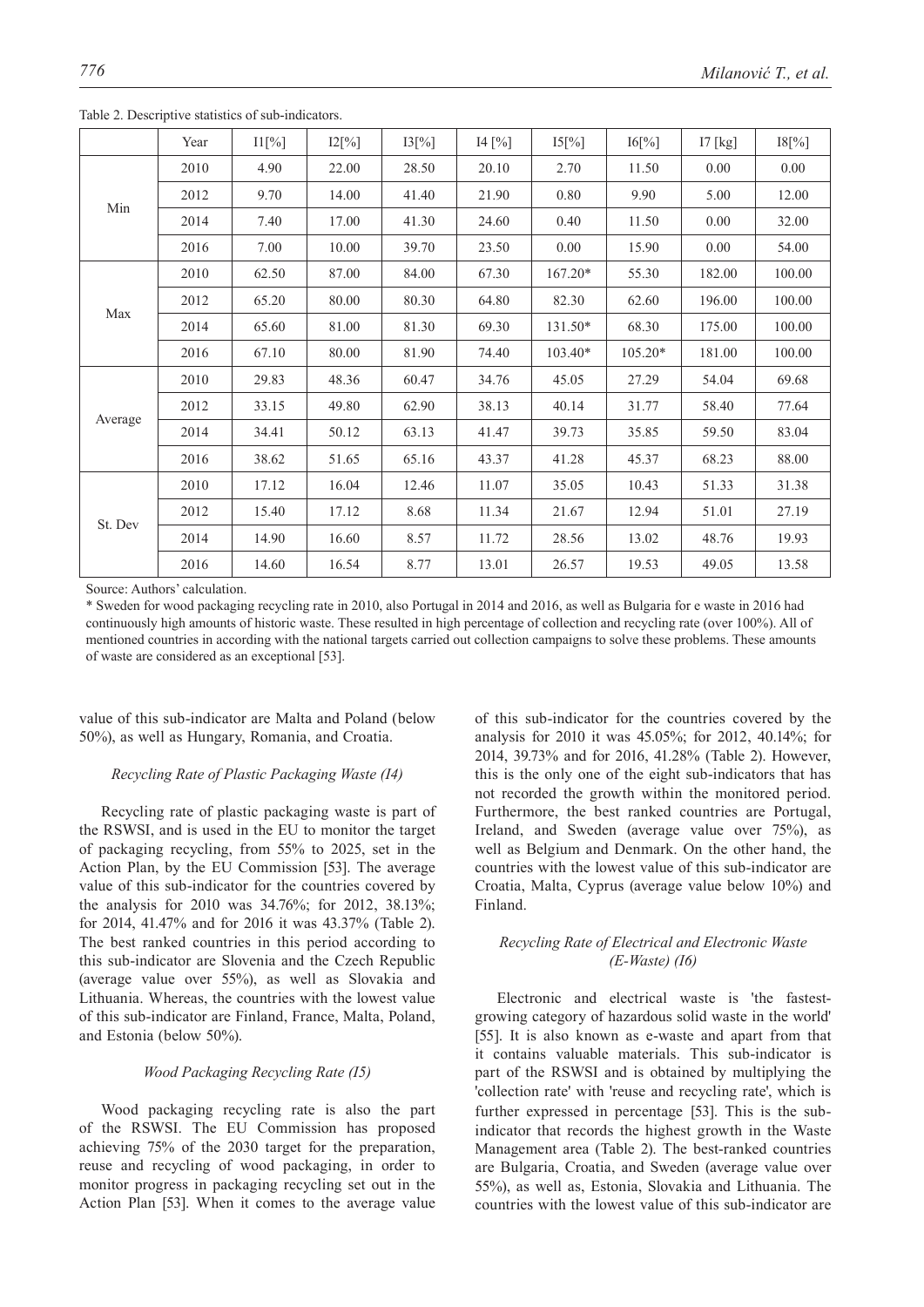Table 2. Descriptive statistics of sub-indicators.

| | Year | I1[%] | I2[%] | I3[%] | I4 [%] | I5[%] | I6[%] | I7 [kg] | I8[%] |
|---|---|---|---|---|---|---|---|---|---|
| Min | 2010 | 4.90 | 22.00 | 28.50 | 20.10 | 2.70 | 11.50 | 0.00 | 0.00 |
| | 2012 | 9.70 | 14.00 | 41.40 | 21.90 | 0.80 | 9.90 | 5.00 | 12.00 |
| | 2014 | 7.40 | 17.00 | 41.30 | 24.60 | 0.40 | 11.50 | 0.00 | 32.00 |
| | 2016 | 7.00 | 10.00 | 39.70 | 23.50 | 0.00 | 15.90 | 0.00 | 54.00 |
| Max | 2010 | 62.50 | 87.00 | 84.00 | 67.30 | 167.20* | 55.30 | 182.00 | 100.00 |
| | 2012 | 65.20 | 80.00 | 80.30 | 64.80 | 82.30 | 62.60 | 196.00 | 100.00 |
| | 2014 | 65.60 | 81.00 | 81.30 | 69.30 | 131.50* | 68.30 | 175.00 | 100.00 |
| | 2016 | 67.10 | 80.00 | 81.90 | 74.40 | 103.40* | 105.20* | 181.00 | 100.00 |
| Average | 2010 | 29.83 | 48.36 | 60.47 | 34.76 | 45.05 | 27.29 | 54.04 | 69.68 |
| | 2012 | 33.15 | 49.80 | 62.90 | 38.13 | 40.14 | 31.77 | 58.40 | 77.64 |
| | 2014 | 34.41 | 50.12 | 63.13 | 41.47 | 39.73 | 35.85 | 59.50 | 83.04 |
| | 2016 | 38.62 | 51.65 | 65.16 | 43.37 | 41.28 | 45.37 | 68.23 | 88.00 |
| St. Dev | 2010 | 17.12 | 16.04 | 12.46 | 11.07 | 35.05 | 10.43 | 51.33 | 31.38 |
| | 2012 | 15.40 | 17.12 | 8.68 | 11.34 | 21.67 | 12.94 | 51.01 | 27.19 |
| | 2014 | 14.90 | 16.60 | 8.57 | 11.72 | 28.56 | 13.02 | 48.76 | 19.93 |
| | 2016 | 14.60 | 16.54 | 8.77 | 13.01 | 26.57 | 19.53 | 49.05 | 13.58 |

Source: Authors' calculation.

* Sweden for wood packaging recycling rate in 2010, also Portugal in 2014 and 2016, as well as Bulgaria for e waste in 2016 had continuously high amounts of historic waste. These resulted in high percentage of collection and recycling rate (over 100%). All of mentioned countries in according with the national targets carried out collection campaigns to solve these problems. These amounts of waste are considered as an exceptional [53].

value of this sub-indicator are Malta and Poland (below 50%), as well as Hungary, Romania, and Croatia.

### *Recycling Rate of Plastic Packaging Waste (I4)*

Recycling rate of plastic packaging waste is part of the RSWSI, and is used in the EU to monitor the target of packaging recycling, from 55% to 2025, set in the Action Plan, by the EU Commission [53]. The average value of this sub-indicator for the countries covered by the analysis for 2010 was 34.76%; for 2012, 38.13%; for 2014, 41.47% and for 2016 it was 43.37% (Table 2). The best ranked countries in this period according to this sub-indicator are Slovenia and the Czech Republic (average value over 55%), as well as Slovakia and Lithuania. Whereas, the countries with the lowest value of this sub-indicator are Finland, France, Malta, Poland, and Estonia (below 50%).

### *Wood Packaging Recycling Rate (I5)*

Wood packaging recycling rate is also the part of the RSWSI. The EU Commission has proposed achieving 75% of the 2030 target for the preparation, reuse and recycling of wood packaging, in order to monitor progress in packaging recycling set out in the Action Plan [53]. When it comes to the average value of this sub-indicator for the countries covered by the analysis for 2010 it was 45.05%; for 2012, 40.14%; for 2014, 39.73% and for 2016, 41.28% (Table 2). However, this is the only one of the eight sub-indicators that has not recorded the growth within the monitored period. Furthermore, the best ranked countries are Portugal, Ireland, and Sweden (average value over 75%), as well as Belgium and Denmark. On the other hand, the countries with the lowest value of this sub-indicator are Croatia, Malta, Cyprus (average value below 10%) and Finland.

### *Recycling Rate of Electrical and Electronic Waste (E-Waste) (I6)*

Electronic and electrical waste is 'the fastest-growing category of hazardous solid waste in the world' [55]. It is also known as e-waste and apart from that it contains valuable materials. This sub-indicator is part of the RSWSI and is obtained by multiplying the 'collection rate' with 'reuse and recycling rate', which is further expressed in percentage [53]. This is the sub-indicator that records the highest growth in the Waste Management area (Table 2). The best-ranked countries are Bulgaria, Croatia, and Sweden (average value over 55%), as well as, Estonia, Slovakia and Lithuania. The countries with the lowest value of this sub-indicator are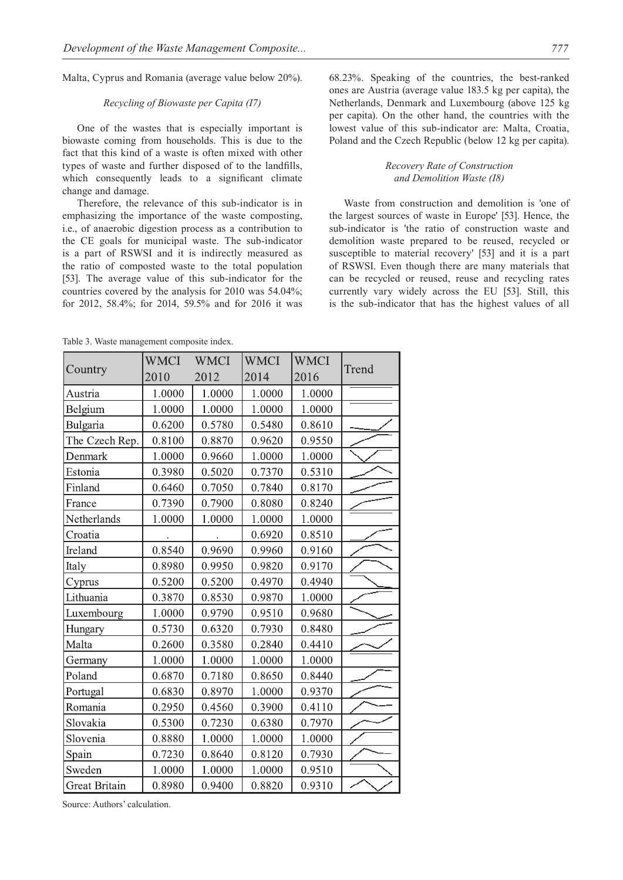Malta, Cyprus and Romania (average value below 20%).

### *Recycling of Biowaste per Capita (I7)*

One of the wastes that is especially important is biowaste coming from households. This is due to the fact that this kind of a waste is often mixed with other types of waste and further disposed of to the landfills, which consequently leads to a significant climate change and damage.

Therefore, the relevance of this sub-indicator is in emphasizing the importance of the waste composting, i.e., of anaerobic digestion process as a contribution to the CE goals for municipal waste. The sub-indicator is a part of RSWSI and it is indirectly measured as the ratio of composted waste to the total population [53]. The average value of this sub-indicator for the countries covered by the analysis for 2010 was 54.04%; for 2012, 58.4%; for 2014, 59.5% and for 2016 it was 68.23%. Speaking of the countries, the best-ranked ones are Austria (average value 183.5 kg per capita), the Netherlands, Denmark and Luxembourg (above 125 kg per capita). On the other hand, the countries with the lowest value of this sub-indicator are: Malta, Croatia, Poland and the Czech Republic (below 12 kg per capita).

### *Recovery Rate of Construction and Demolition Waste (I8)*

Waste from construction and demolition is 'one of the largest sources of waste in Europe' [53]. Hence, the sub-indicator is 'the ratio of construction waste and demolition waste prepared to be reused, recycled or susceptible to material recovery' [53] and it is a part of RSWSI. Even though there are many materials that can be recycled or reused, reuse and recycling rates currently vary widely across the EU [53]. Still, this is the sub-indicator that has the highest values of all

Table 3. Waste management composite index.

| Country | WMCI 2010 | WMCI 2012 | WMCI 2014 | WMCI 2016 | Trend |
|---|---|---|---|---|---|
| Austria | 1.0000 | 1.0000 | 1.0000 | 1.0000 | |
| Belgium | 1.0000 | 1.0000 | 1.0000 | 1.0000 | |
| Bulgaria | 0.6200 | 0.5780 | 0.5480 | 0.8610 | |
| The Czech Rep. | 0.8100 | 0.8870 | 0.9620 | 0.9550 | |
| Denmark | 1.0000 | 0.9660 | 1.0000 | 1.0000 | |
| Estonia | 0.3980 | 0.5020 | 0.7370 | 0.5310 | |
| Finland | 0.6460 | 0.7050 | 0.7840 | 0.8170 | |
| France | 0.7390 | 0.7900 | 0.8080 | 0.8240 | |
| Netherlands | 1.0000 | 1.0000 | 1.0000 | 1.0000 | |
| Croatia | . | . | 0.6920 | 0.8510 | |
| Ireland | 0.8540 | 0.9690 | 0.9960 | 0.9160 | |
| Italy | 0.8980 | 0.9950 | 0.9820 | 0.9170 | |
| Cyprus | 0.5200 | 0.5200 | 0.4970 | 0.4940 | |
| Lithuania | 0.3870 | 0.8530 | 0.9870 | 1.0000 | |
| Luxembourg | 1.0000 | 0.9790 | 0.9510 | 0.9680 | |
| Hungary | 0.5730 | 0.6320 | 0.7930 | 0.8480 | |
| Malta | 0.2600 | 0.3580 | 0.2840 | 0.4410 | |
| Germany | 1.0000 | 1.0000 | 1.0000 | 1.0000 | |
| Poland | 0.6870 | 0.7180 | 0.8650 | 0.8440 | |
| Portugal | 0.6830 | 0.8970 | 1.0000 | 0.9370 | |
| Romania | 0.2950 | 0.4560 | 0.3900 | 0.4110 | |
| Slovakia | 0.5300 | 0.7230 | 0.6380 | 0.7970 | |
| Slovenia | 0.8880 | 1.0000 | 1.0000 | 1.0000 | |
| Spain | 0.7230 | 0.8640 | 0.8120 | 0.7930 | |
| Sweden | 1.0000 | 1.0000 | 1.0000 | 0.9510 | |
| Great Britain | 0.8980 | 0.9400 | 0.8820 | 0.9310 | |

Source: Authors' calculation.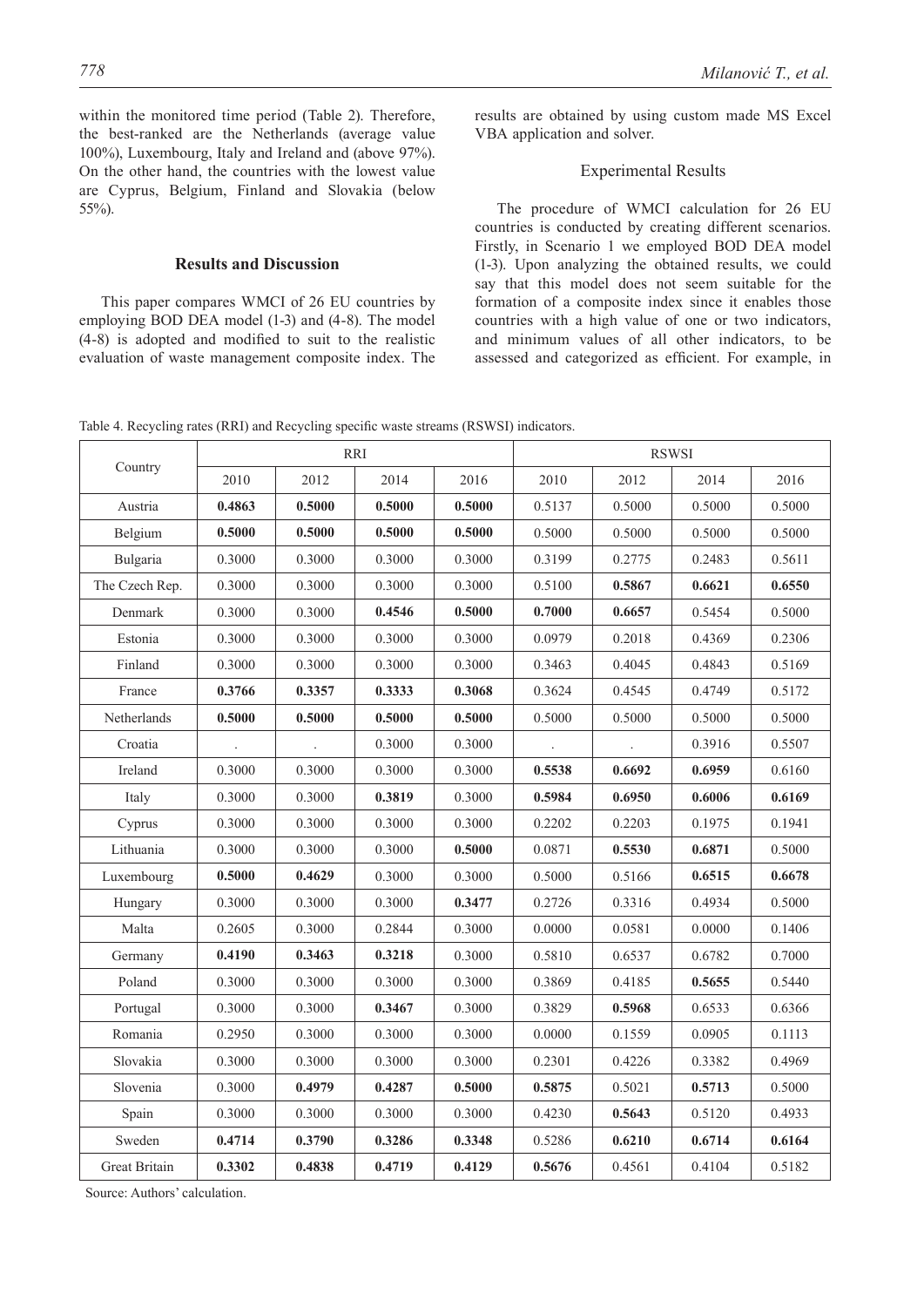within the monitored time period (Table 2). Therefore, the best-ranked are the Netherlands (average value 100%), Luxembourg, Italy and Ireland and (above 97%). On the other hand, the countries with the lowest value are Cyprus, Belgium, Finland and Slovakia (below 55%).

## Results and Discussion

This paper compares WMCI of 26 EU countries by employing BOD DEA model (1-3) and (4-8). The model (4-8) is adopted and modified to suit to the realistic evaluation of waste management composite index. The results are obtained by using custom made MS Excel VBA application and solver.

### Experimental Results

The procedure of WMCI calculation for 26 EU countries is conducted by creating different scenarios. Firstly, in Scenario 1 we employed BOD DEA model (1-3). Upon analyzing the obtained results, we could say that this model does not seem suitable for the formation of a composite index since it enables those countries with a high value of one or two indicators, and minimum values of all other indicators, to be assessed and categorized as efficient. For example, in

Table 4. Recycling rates (RRI) and Recycling specific waste streams (RSWSI) indicators.

| Country | RRI | | | | RSWSI | | | |
|---|---|---|---|---|---|---|---|---|
| | 2010 | 2012 | 2014 | 2016 | 2010 | 2012 | 2014 | 2016 |
| Austria | **0.4863** | **0.5000** | **0.5000** | **0.5000** | 0.5137 | 0.5000 | 0.5000 | 0.5000 |
| Belgium | **0.5000** | **0.5000** | **0.5000** | **0.5000** | 0.5000 | 0.5000 | 0.5000 | 0.5000 |
| Bulgaria | 0.3000 | 0.3000 | 0.3000 | 0.3000 | 0.3199 | 0.2775 | 0.2483 | 0.5611 |
| The Czech Rep. | 0.3000 | 0.3000 | 0.3000 | 0.3000 | 0.5100 | **0.5867** | **0.6621** | **0.6550** |
| Denmark | 0.3000 | 0.3000 | **0.4546** | **0.5000** | **0.7000** | **0.6657** | 0.5454 | 0.5000 |
| Estonia | 0.3000 | 0.3000 | 0.3000 | 0.3000 | 0.0979 | 0.2018 | 0.4369 | 0.2306 |
| Finland | 0.3000 | 0.3000 | 0.3000 | 0.3000 | 0.3463 | 0.4045 | 0.4843 | 0.5169 |
| France | **0.3766** | **0.3357** | **0.3333** | **0.3068** | 0.3624 | 0.4545 | 0.4749 | 0.5172 |
| Netherlands | **0.5000** | **0.5000** | **0.5000** | **0.5000** | 0.5000 | 0.5000 | 0.5000 | 0.5000 |
| Croatia | . | . | 0.3000 | 0.3000 | . | . | 0.3916 | 0.5507 |
| Ireland | 0.3000 | 0.3000 | 0.3000 | 0.3000 | **0.5538** | **0.6692** | **0.6959** | 0.6160 |
| Italy | 0.3000 | 0.3000 | **0.3819** | 0.3000 | **0.5984** | **0.6950** | **0.6006** | **0.6169** |
| Cyprus | 0.3000 | 0.3000 | 0.3000 | 0.3000 | 0.2202 | 0.2203 | 0.1975 | 0.1941 |
| Lithuania | 0.3000 | 0.3000 | 0.3000 | **0.5000** | 0.0871 | **0.5530** | **0.6871** | 0.5000 |
| Luxembourg | **0.5000** | **0.4629** | 0.3000 | 0.3000 | 0.5000 | 0.5166 | **0.6515** | **0.6678** |
| Hungary | 0.3000 | 0.3000 | 0.3000 | **0.3477** | 0.2726 | 0.3316 | 0.4934 | 0.5000 |
| Malta | 0.2605 | 0.3000 | 0.2844 | 0.3000 | 0.0000 | 0.0581 | 0.0000 | 0.1406 |
| Germany | **0.4190** | **0.3463** | **0.3218** | 0.3000 | 0.5810 | 0.6537 | 0.6782 | 0.7000 |
| Poland | 0.3000 | 0.3000 | 0.3000 | 0.3000 | 0.3869 | 0.4185 | **0.5655** | 0.5440 |
| Portugal | 0.3000 | 0.3000 | **0.3467** | 0.3000 | 0.3829 | **0.5968** | 0.6533 | 0.6366 |
| Romania | 0.2950 | 0.3000 | 0.3000 | 0.3000 | 0.0000 | 0.1559 | 0.0905 | 0.1113 |
| Slovakia | 0.3000 | 0.3000 | 0.3000 | 0.3000 | 0.2301 | 0.4226 | 0.3382 | 0.4969 |
| Slovenia | 0.3000 | **0.4979** | **0.4287** | **0.5000** | **0.5875** | 0.5021 | **0.5713** | 0.5000 |
| Spain | 0.3000 | 0.3000 | 0.3000 | 0.3000 | 0.4230 | **0.5643** | 0.5120 | 0.4933 |
| Sweden | **0.4714** | **0.3790** | **0.3286** | **0.3348** | 0.5286 | **0.6210** | **0.6714** | **0.6164** |
| Great Britain | **0.3302** | **0.4838** | **0.4719** | **0.4129** | **0.5676** | 0.4561 | 0.4104 | 0.5182 |

Source: Authors' calculation.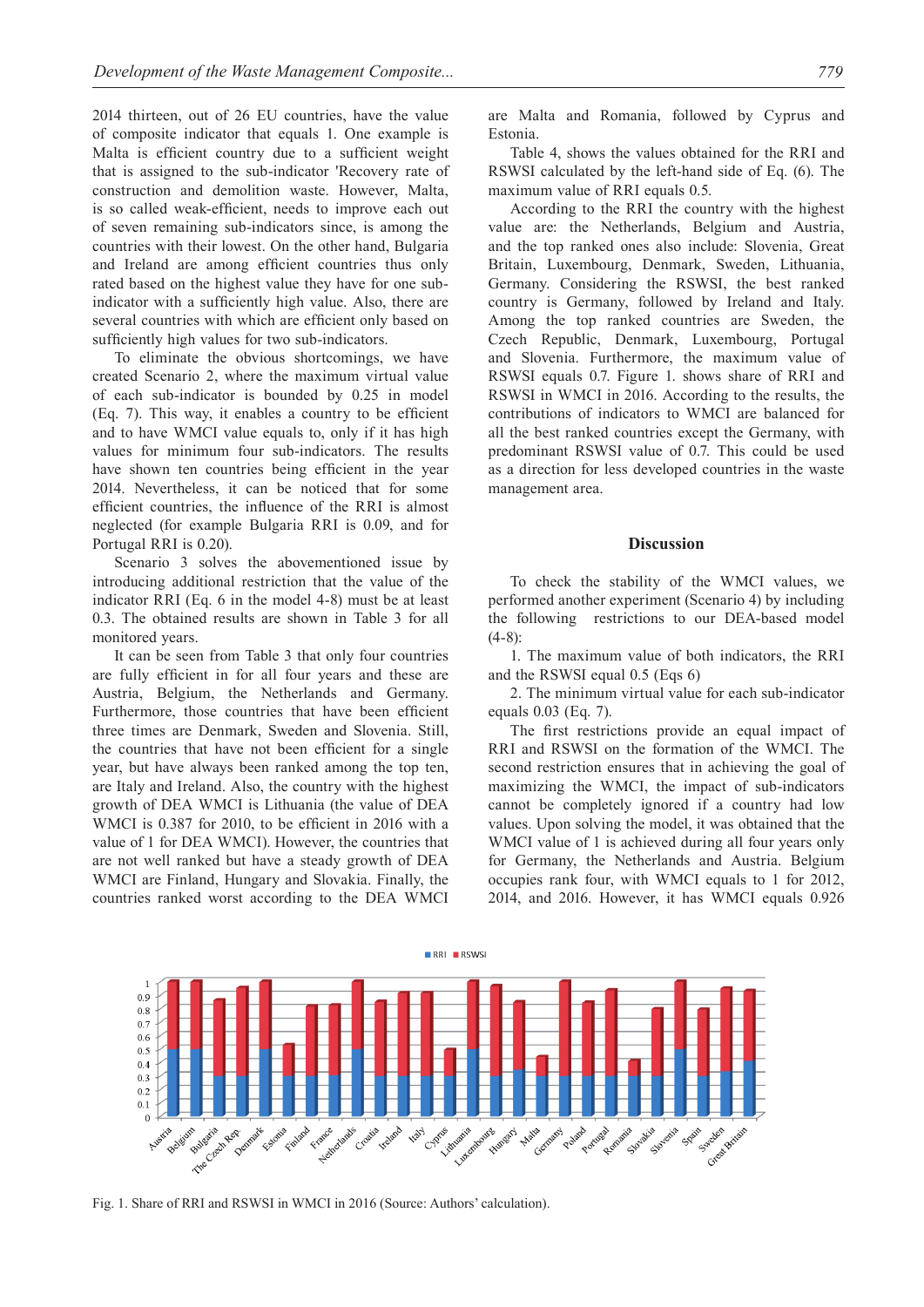2014 thirteen, out of 26 EU countries, have the value of composite indicator that equals 1. One example is Malta is efficient country due to a sufficient weight that is assigned to the sub-indicator 'Recovery rate of construction and demolition waste. However, Malta, is so called weak-efficient, needs to improve each out of seven remaining sub-indicators since, is among the countries with their lowest. On the other hand, Bulgaria and Ireland are among efficient countries thus only rated based on the highest value they have for one sub-indicator with a sufficiently high value. Also, there are several countries with which are efficient only based on sufficiently high values for two sub-indicators.

To eliminate the obvious shortcomings, we have created Scenario 2, where the maximum virtual value of each sub-indicator is bounded by 0.25 in model (Eq. 7). This way, it enables a country to be efficient and to have WMCI value equals to, only if it has high values for minimum four sub-indicators. The results have shown ten countries being efficient in the year 2014. Nevertheless, it can be noticed that for some efficient countries, the influence of the RRI is almost neglected (for example Bulgaria RRI is 0.09, and for Portugal RRI is 0.20).

Scenario 3 solves the abovementioned issue by introducing additional restriction that the value of the indicator RRI (Eq. 6 in the model 4-8) must be at least 0.3. The obtained results are shown in Table 3 for all monitored years.

It can be seen from Table 3 that only four countries are fully efficient in for all four years and these are Austria, Belgium, the Netherlands and Germany. Furthermore, those countries that have been efficient three times are Denmark, Sweden and Slovenia. Still, the countries that have not been efficient for a single year, but have always been ranked among the top ten, are Italy and Ireland. Also, the country with the highest growth of DEA WMCI is Lithuania (the value of DEA WMCI is 0.387 for 2010, to be efficient in 2016 with a value of 1 for DEA WMCI). However, the countries that are not well ranked but have a steady growth of DEA WMCI are Finland, Hungary and Slovakia. Finally, the countries ranked worst according to the DEA WMCI are Malta and Romania, followed by Cyprus and Estonia.

Table 4, shows the values obtained for the RRI and RSWSI calculated by the left-hand side of Eq. (6). The maximum value of RRI equals 0.5.

According to the RRI the country with the highest value are: the Netherlands, Belgium and Austria, and the top ranked ones also include: Slovenia, Great Britain, Luxembourg, Denmark, Sweden, Lithuania, Germany. Considering the RSWSI, the best ranked country is Germany, followed by Ireland and Italy. Among the top ranked countries are Sweden, the Czech Republic, Denmark, Luxembourg, Portugal and Slovenia. Furthermore, the maximum value of RSWSI equals 0.7. Figure 1. shows share of RRI and RSWSI in WMCI in 2016. According to the results, the contributions of indicators to WMCI are balanced for all the best ranked countries except the Germany, with predominant RSWSI value of 0.7. This could be used as a direction for less developed countries in the waste management area.

## Discussion

To check the stability of the WMCI values, we performed another experiment (Scenario 4) by including the following restrictions to our DEA-based model (4-8):

1. The maximum value of both indicators, the RRI and the RSWSI equal 0.5 (Eqs 6)
2. The minimum virtual value for each sub-indicator equals 0.03 (Eq. 7).

The first restrictions provide an equal impact of RRI and RSWSI on the formation of the WMCI. The second restriction ensures that in achieving the goal of maximizing the WMCI, the impact of sub-indicators cannot be completely ignored if a country had low values. Upon solving the model, it was obtained that the WMCI value of 1 is achieved during all four years only for Germany, the Netherlands and Austria. Belgium occupies rank four, with WMCI equals to 1 for 2012, 2014, and 2016. However, it has WMCI equals 0.926

Fig. 1. Share of RRI and RSWSI in WMCI in 2016 (Source: Authors' calculation).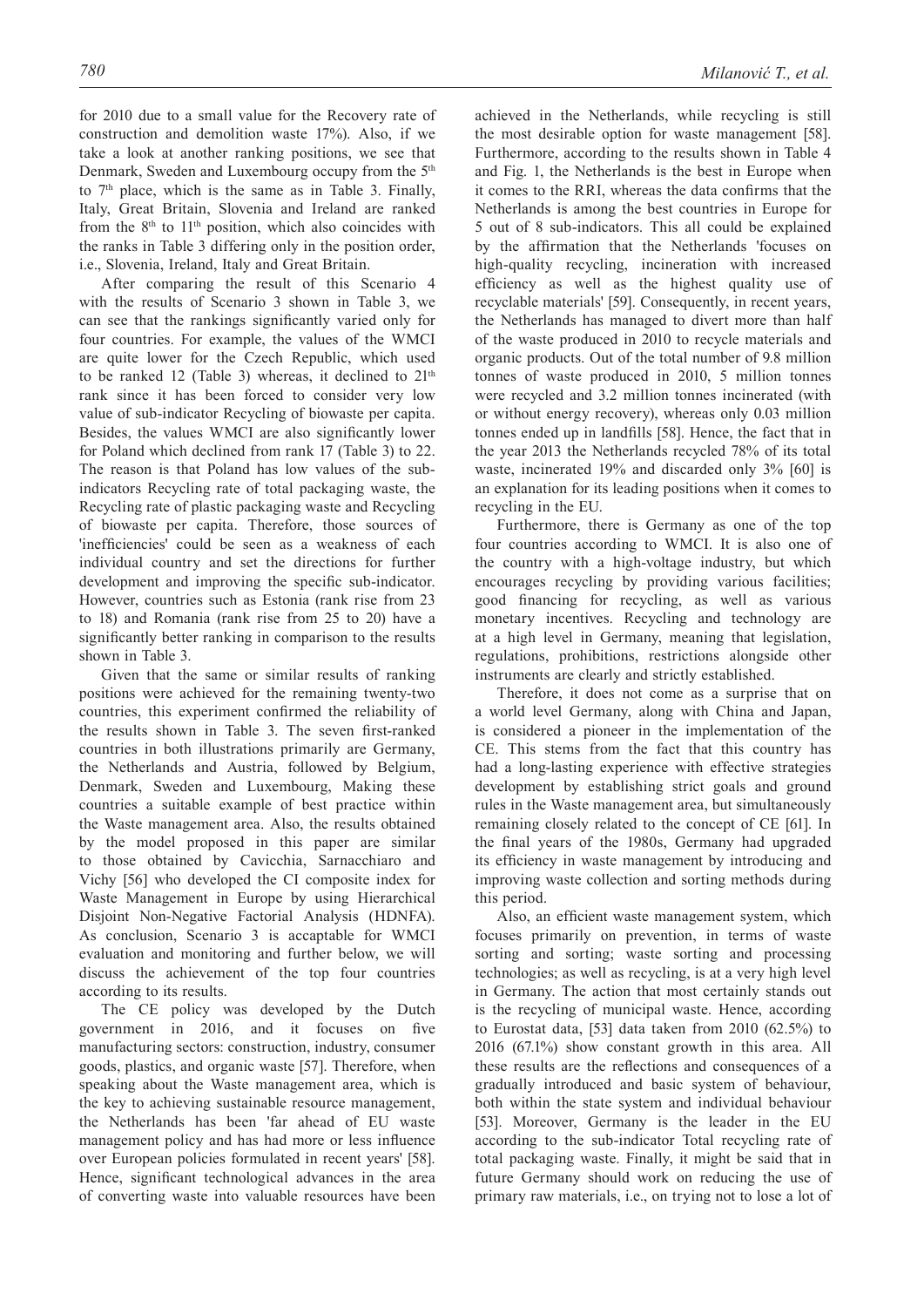for 2010 due to a small value for the Recovery rate of construction and demolition waste 17%). Also, if we take a look at another ranking positions, we see that Denmark, Sweden and Luxembourg occupy from the 5th to 7th place, which is the same as in Table 3. Finally, Italy, Great Britain, Slovenia and Ireland are ranked from the 8th to 11th position, which also coincides with the ranks in Table 3 differing only in the position order, i.e., Slovenia, Ireland, Italy and Great Britain.

After comparing the result of this Scenario 4 with the results of Scenario 3 shown in Table 3, we can see that the rankings significantly varied only for four countries. For example, the values of the WMCI are quite lower for the Czech Republic, which used to be ranked 12 (Table 3) whereas, it declined to 21st rank since it has been forced to consider very low value of sub-indicator Recycling of biowaste per capita. Besides, the values WMCI are also significantly lower for Poland which declined from rank 17 (Table 3) to 22. The reason is that Poland has low values of the sub-indicators Recycling rate of total packaging waste, the Recycling rate of plastic packaging waste and Recycling of biowaste per capita. Therefore, those sources of 'inefficiencies' could be seen as a weakness of each individual country and set the directions for further development and improving the specific sub-indicator. However, countries such as Estonia (rank rise from 23 to 18) and Romania (rank rise from 25 to 20) have a significantly better ranking in comparison to the results shown in Table 3.

Given that the same or similar results of ranking positions were achieved for the remaining twenty-two countries, this experiment confirmed the reliability of the results shown in Table 3. The seven first-ranked countries in both illustrations primarily are Germany, the Netherlands and Austria, followed by Belgium, Denmark, Sweden and Luxembourg, Making these countries a suitable example of best practice within the Waste management area. Also, the results obtained by the model proposed in this paper are similar to those obtained by Cavicchia, Sarnacchiaro and Vichy [56] who developed the CI composite index for Waste Management in Europe by using Hierarchical Disjoint Non-Negative Factorial Analysis (HDNFA). As conclusion, Scenario 3 is accaptable for WMCI evaluation and monitoring and further below, we will discuss the achievement of the top four countries according to its results.

The CE policy was developed by the Dutch government in 2016, and it focuses on five manufacturing sectors: construction, industry, consumer goods, plastics, and organic waste [57]. Therefore, when speaking about the Waste management area, which is the key to achieving sustainable resource management, the Netherlands has been 'far ahead of EU waste management policy and has had more or less influence over European policies formulated in recent years' [58]. Hence, significant technological advances in the area of converting waste into valuable resources have been achieved in the Netherlands, while recycling is still the most desirable option for waste management [58]. Furthermore, according to the results shown in Table 4 and Fig. 1, the Netherlands is the best in Europe when it comes to the RRI, whereas the data confirms that the Netherlands is among the best countries in Europe for 5 out of 8 sub-indicators. This all could be explained by the affirmation that the Netherlands 'focuses on high-quality recycling, incineration with increased efficiency as well as the highest quality use of recyclable materials' [59]. Consequently, in recent years, the Netherlands has managed to divert more than half of the waste produced in 2010 to recycle materials and organic products. Out of the total number of 9.8 million tonnes of waste produced in 2010, 5 million tonnes were recycled and 3.2 million tonnes incinerated (with or without energy recovery), whereas only 0.03 million tonnes ended up in landfills [58]. Hence, the fact that in the year 2013 the Netherlands recycled 78% of its total waste, incinerated 19% and discarded only 3% [60] is an explanation for its leading positions when it comes to recycling in the EU.

Furthermore, there is Germany as one of the top four countries according to WMCI. It is also one of the country with a high-voltage industry, but which encourages recycling by providing various facilities; good financing for recycling, as well as various monetary incentives. Recycling and technology are at a high level in Germany, meaning that legislation, regulations, prohibitions, restrictions alongside other instruments are clearly and strictly established.

Therefore, it does not come as a surprise that on a world level Germany, along with China and Japan, is considered a pioneer in the implementation of the CE. This stems from the fact that this country has had a long-lasting experience with effective strategies development by establishing strict goals and ground rules in the Waste management area, but simultaneously remaining closely related to the concept of CE [61]. In the final years of the 1980s, Germany had upgraded its efficiency in waste management by introducing and improving waste collection and sorting methods during this period.

Also, an efficient waste management system, which focuses primarily on prevention, in terms of waste sorting and sorting; waste sorting and processing technologies; as well as recycling, is at a very high level in Germany. The action that most certainly stands out is the recycling of municipal waste. Hence, according to Eurostat data, [53] data taken from 2010 (62.5%) to 2016 (67.1%) show constant growth in this area. All these results are the reflections and consequences of a gradually introduced and basic system of behaviour, both within the state system and individual behaviour [53]. Moreover, Germany is the leader in the EU according to the sub-indicator Total recycling rate of total packaging waste. Finally, it might be said that in future Germany should work on reducing the use of primary raw materials, i.e., on trying not to lose a lot of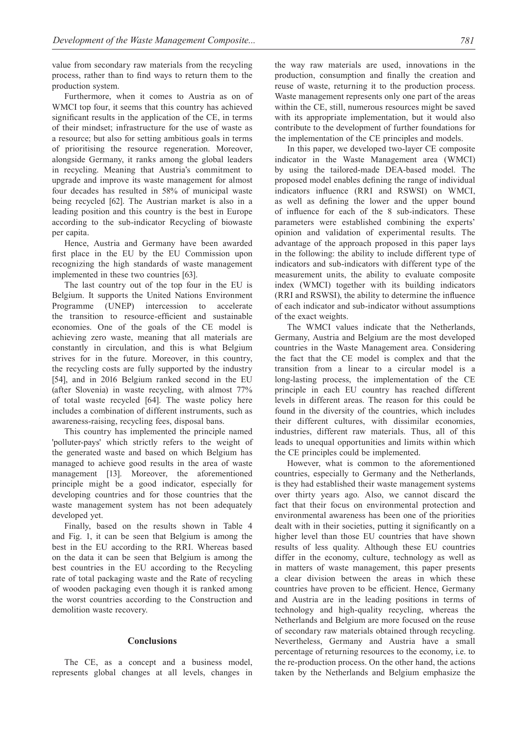value from secondary raw materials from the recycling process, rather than to find ways to return them to the production system.

Furthermore, when it comes to Austria as on of WMCI top four, it seems that this country has achieved significant results in the application of the CE, in terms of their mindset; infrastructure for the use of waste as a resource; but also for setting ambitious goals in terms of prioritising the resource regeneration. Moreover, alongside Germany, it ranks among the global leaders in recycling. Meaning that Austria's commitment to upgrade and improve its waste management for almost four decades has resulted in 58% of municipal waste being recycled [62]. The Austrian market is also in a leading position and this country is the best in Europe according to the sub-indicator Recycling of biowaste per capita.

Hence, Austria and Germany have been awarded first place in the EU by the EU Commission upon recognizing the high standards of waste management implemented in these two countries [63].

The last country out of the top four in the EU is Belgium. It supports the United Nations Environment Programme (UNEP) intercession to accelerate the transition to resource-efficient and sustainable economies. One of the goals of the CE model is achieving zero waste, meaning that all materials are constantly in circulation, and this is what Belgium strives for in the future. Moreover, in this country, the recycling costs are fully supported by the industry [54], and in 2016 Belgium ranked second in the EU (after Slovenia) in waste recycling, with almost 77% of total waste recycled [64]. The waste policy here includes a combination of different instruments, such as awareness-raising, recycling fees, disposal bans.

This country has implemented the principle named 'polluter-pays' which strictly refers to the weight of the generated waste and based on which Belgium has managed to achieve good results in the area of waste management [13]. Moreover, the aforementioned principle might be a good indicator, especially for developing countries and for those countries that the waste management system has not been adequately developed yet.

Finally, based on the results shown in Table 4 and Fig. 1, it can be seen that Belgium is among the best in the EU according to the RRI. Whereas based on the data it can be seen that Belgium is among the best countries in the EU according to the Recycling rate of total packaging waste and the Rate of recycling of wooden packaging even though it is ranked among the worst countries according to the Construction and demolition waste recovery.

## Conclusions

The CE, as a concept and a business model, represents global changes at all levels, changes in the way raw materials are used, innovations in the production, consumption and finally the creation and reuse of waste, returning it to the production process. Waste management represents only one part of the areas within the CE, still, numerous resources might be saved with its appropriate implementation, but it would also contribute to the development of further foundations for the implementation of the CE principles and models.

In this paper, we developed two-layer CE composite indicator in the Waste Management area (WMCI) by using the tailored-made DEA-based model. The proposed model enables defining the range of individual indicators influence (RRI and RSWSI) on WMCI, as well as defining the lower and the upper bound of influence for each of the 8 sub-indicators. These parameters were established combining the experts' opinion and validation of experimental results. The advantage of the approach proposed in this paper lays in the following: the ability to include different type of indicators and sub-indicators with different type of the measurement units, the ability to evaluate composite index (WMCI) together with its building indicators (RRI and RSWSI), the ability to determine the influence of each indicator and sub-indicator without assumptions of the exact weights.

The WMCI values indicate that the Netherlands, Germany, Austria and Belgium are the most developed countries in the Waste Management area. Considering the fact that the CE model is complex and that the transition from a linear to a circular model is a long-lasting process, the implementation of the CE principle in each EU country has reached different levels in different areas. The reason for this could be found in the diversity of the countries, which includes their different cultures, with dissimilar economies, industries, different raw materials. Thus, all of this leads to unequal opportunities and limits within which the CE principles could be implemented.

However, what is common to the aforementioned countries, especially to Germany and the Netherlands, is they had established their waste management systems over thirty years ago. Also, we cannot discard the fact that their focus on environmental protection and environmental awareness has been one of the priorities dealt with in their societies, putting it significantly on a higher level than those EU countries that have shown results of less quality. Although these EU countries differ in the economy, culture, technology as well as in matters of waste management, this paper presents a clear division between the areas in which these countries have proven to be efficient. Hence, Germany and Austria are in the leading positions in terms of technology and high-quality recycling, whereas the Netherlands and Belgium are more focused on the reuse of secondary raw materials obtained through recycling. Nevertheless, Germany and Austria have a small percentage of returning resources to the economy, i.e. to the re-production process. On the other hand, the actions taken by the Netherlands and Belgium emphasize the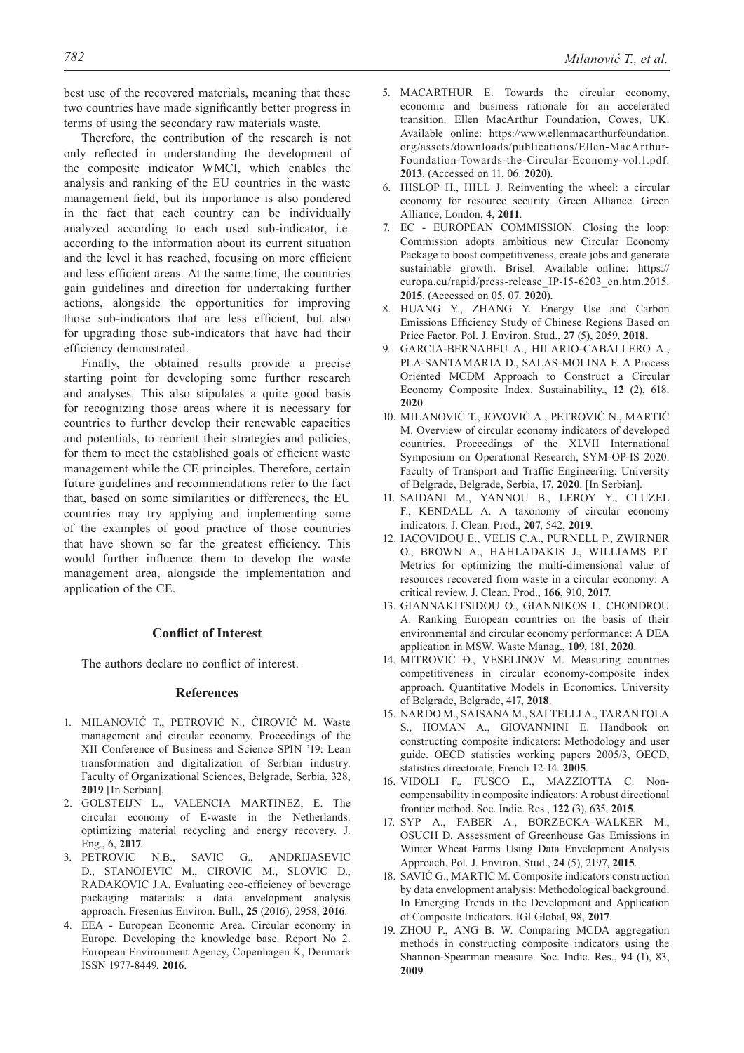best use of the recovered materials, meaning that these two countries have made significantly better progress in terms of using the secondary raw materials waste.

Therefore, the contribution of the research is not only reflected in understanding the development of the composite indicator WMCI, which enables the analysis and ranking of the EU countries in the waste management field, but its importance is also pondered in the fact that each country can be individually analyzed according to each used sub-indicator, i.e. according to the information about its current situation and the level it has reached, focusing on more efficient and less efficient areas. At the same time, the countries gain guidelines and direction for undertaking further actions, alongside the opportunities for improving those sub-indicators that are less efficient, but also for upgrading those sub-indicators that have had their efficiency demonstrated.

Finally, the obtained results provide a precise starting point for developing some further research and analyses. This also stipulates a quite good basis for recognizing those areas where it is necessary for countries to further develop their renewable capacities and potentials, to reorient their strategies and policies, for them to meet the established goals of efficient waste management while the CE principles. Therefore, certain future guidelines and recommendations refer to the fact that, based on some similarities or differences, the EU countries may try applying and implementing some of the examples of good practice of those countries that have shown so far the greatest efficiency. This would further influence them to develop the waste management area, alongside the implementation and application of the CE.

## Conflict of Interest

The authors declare no conflict of interest.

## References

1. MILANOVIĆ T., PETROVIĆ N., ĆIROVIĆ M. Waste management and circular economy. Proceedings of the XII Conference of Business and Science SPIN '19: Lean transformation and digitalization of Serbian industry. Faculty of Organizational Sciences, Belgrade, Serbia, 328, **2019** [In Serbian].
2. GOLSTEIJN L., VALENCIA MARTINEZ, E. The circular economy of E-waste in the Netherlands: optimizing material recycling and energy recovery. J. Eng., 6, **2017**.
3. PETROVIC N.B., SAVIC G., ANDRIJASEVIC D., STANOJEVIC M., CIROVIC M., SLOVIC D., RADAKOVIC J.A. Evaluating eco-efficiency of beverage packaging materials: a data envelopment analysis approach. Fresenius Environ. Bull., **25** (2016), 2958, **2016**.
4. EEA - European Economic Area. Circular economy in Europe. Developing the knowledge base. Report No 2. European Environment Agency, Copenhagen K, Denmark ISSN 1977-8449. **2016**.
5. MACARTHUR E. Towards the circular economy, economic and business rationale for an accelerated transition. Ellen MacArthur Foundation, Cowes, UK. Available online: https://www.ellenmacarthurfoundation.org/assets/downloads/publications/Ellen-MacArthur-Foundation-Towards-the-Circular-Economy-vol.1.pdf. **2013**. (Accessed on 11. 06. **2020**).
6. HISLOP H., HILL J. Reinventing the wheel: a circular economy for resource security. Green Alliance. Green Alliance, London, 4, **2011**.
7. EC - EUROPEAN COMMISSION. Closing the loop: Commission adopts ambitious new Circular Economy Package to boost competitiveness, create jobs and generate sustainable growth. Brisel. Available online: https://europa.eu/rapid/press-release_IP-15-6203_en.htm.2015. **2015**. (Accessed on 05. 07. **2020**).
8. HUANG Y., ZHANG Y. Energy Use and Carbon Emissions Efficiency Study of Chinese Regions Based on Price Factor. Pol. J. Environ. Stud., **27** (5), 2059, **2018.**
9. GARCIA-BERNABEU A., HILARIO-CABALLERO A., PLA-SANTAMARIA D., SALAS-MOLINA F. A Process Oriented MCDM Approach to Construct a Circular Economy Composite Index. Sustainability., **12** (2), 618. **2020**.
10. MILANOVIĆ T., JOVOVIĆ A., PETROVIĆ N., MARTIĆ M. Overview of circular economy indicators of developed countries. Proceedings of the XLVII International Symposium on Operational Research, SYM-OP-IS 2020. Faculty of Transport and Traffic Engineering. University of Belgrade, Belgrade, Serbia, 17, **2020**. [In Serbian].
11. SAIDANI M., YANNOU B., LEROY Y., CLUZEL F., KENDALL A. A taxonomy of circular economy indicators. J. Clean. Prod., **207**, 542, **2019**.
12. IACOVIDOU E., VELIS C.A., PURNELL P., ZWIRNER O., BROWN A., HAHLADAKIS J., WILLIAMS P.T. Metrics for optimizing the multi-dimensional value of resources recovered from waste in a circular economy: A critical review. J. Clean. Prod., **166**, 910, **2017**.
13. GIANNAKITSIDOU O., GIANNIKOS I., CHONDROU A. Ranking European countries on the basis of their environmental and circular economy performance: A DEA application in MSW. Waste Manag., **109**, 181, **2020**.
14. MITROVIĆ Đ., VESELINOV M. Measuring countries competitiveness in circular economy-composite index approach. Quantitative Models in Economics. University of Belgrade, Belgrade, 417, **2018**.
15. NARDO M., SAISANA M., SALTELLI A., TARANTOLA S., HOMAN A., GIOVANNINI E. Handbook on constructing composite indicators: Methodology and user guide. OECD statistics working papers 2005/3, OECD, statistics directorate, French 12-14. **2005**.
16. VIDOLI F., FUSCO E., MAZZIOTTA C. Non-compensability in composite indicators: A robust directional frontier method. Soc. Indic. Res., **122** (3), 635, **2015**.
17. SYP A., FABER A., BORZECKA–WALKER M., OSUCH D. Assessment of Greenhouse Gas Emissions in Winter Wheat Farms Using Data Envelopment Analysis Approach. Pol. J. Environ. Stud., **24** (5), 2197, **2015**.
18. SAVIĆ G., MARTIĆ M. Composite indicators construction by data envelopment analysis: Methodological background. In Emerging Trends in the Development and Application of Composite Indicators. IGI Global, 98, **2017**.
19. ZHOU P., ANG B. W. Comparing MCDA aggregation methods in constructing composite indicators using the Shannon-Spearman measure. Soc. Indic. Res., **94** (1), 83, **2009**.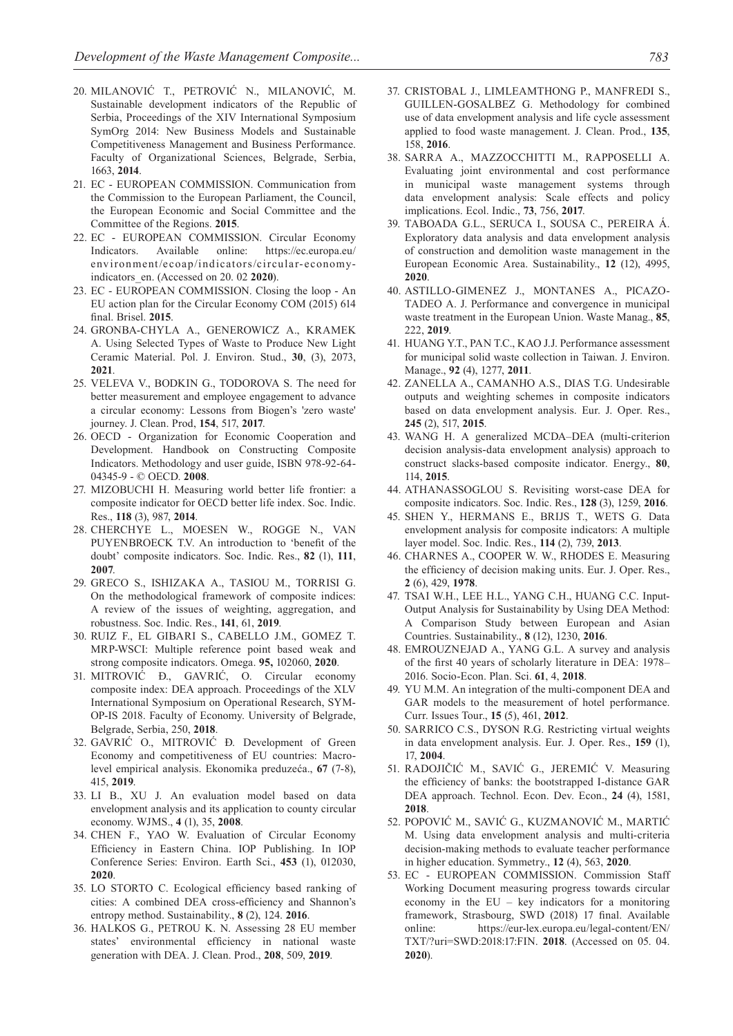20. MILANOVIĆ T., PETROVIĆ N., MILANOVIĆ, M. Sustainable development indicators of the Republic of Serbia, Proceedings of the XIV International Symposium SymOrg 2014: New Business Models and Sustainable Competitiveness Management and Business Performance. Faculty of Organizational Sciences, Belgrade, Serbia, 1663, **2014**.
21. EC - EUROPEAN COMMISSION. Communication from the Commission to the European Parliament, the Council, the European Economic and Social Committee and the Committee of the Regions. **2015**.
22. EC - EUROPEAN COMMISSION. Circular Economy Indicators. Available online: https://ec.europa.eu/environment/ecoap/indicators/circular-economy-indicators_en. (Accessed on 20. 02 **2020**).
23. EC - EUROPEAN COMMISSION. Closing the loop - An EU action plan for the Circular Economy COM (2015) 614 final. Brisel. **2015**.
24. GRONBA-CHYLA A., GENEROWICZ A., KRAMEK A. Using Selected Types of Waste to Produce New Light Ceramic Material. Pol. J. Environ. Stud., **30**, (3), 2073, **2021**.
25. VELEVA V., BODKIN G., TODOROVA S. The need for better measurement and employee engagement to advance a circular economy: Lessons from Biogen's 'zero waste' journey. J. Clean. Prod, **154**, 517, **2017**.
26. OECD - Organization for Economic Cooperation and Development. Handbook on Constructing Composite Indicators. Methodology and user guide, ISBN 978-92-64-04345-9 - © OECD. **2008**.
27. MIZOBUCHI H. Measuring world better life frontier: a composite indicator for OECD better life index. Soc. Indic. Res., **118** (3), 987, **2014**.
28. CHERCHYE L., MOESEN W., ROGGE N., VAN PUYENBROECK T.V. An introduction to 'benefit of the doubt' composite indicators. Soc. Indic. Res., **82** (1), **111**, **2007**.
29. GRECO S., ISHIZAKA A., TASIOU M., TORRISI G. On the methodological framework of composite indices: A review of the issues of weighting, aggregation, and robustness. Soc. Indic. Res., **141**, 61, **2019**.
30. RUIZ F., EL GIBARI S., CABELLO J.M., GOMEZ T. MRP-WSCI: Multiple reference point based weak and strong composite indicators. Omega. **95,** 102060, **2020**.
31. MITROVIĆ Đ., GAVRIĆ, O. Circular economy composite index: DEA approach. Proceedings of the XLV International Symposium on Operational Research, SYM-OP-IS 2018. Faculty of Economy. University of Belgrade, Belgrade, Serbia, 250, **2018**.
32. GAVRIĆ O., MITROVIĆ Đ. Development of Green Economy and competitiveness of EU countries: Macro-level empirical analysis. Ekonomika preduzeća., **67** (7-8), 415, **2019**.
33. LI B., XU J. An evaluation model based on data envelopment analysis and its application to county circular economy. WJMS., **4** (1), 35, **2008**.
34. CHEN F., YAO W. Evaluation of Circular Economy Efficiency in Eastern China. IOP Publishing. In IOP Conference Series: Environ. Earth Sci., **453** (1), 012030, **2020**.
35. LO STORTO C. Ecological efficiency based ranking of cities: A combined DEA cross-efficiency and Shannon's entropy method. Sustainability., **8** (2), 124. **2016**.
36. HALKOS G., PETROU K. N. Assessing 28 EU member states' environmental efficiency in national waste generation with DEA. J. Clean. Prod., **208**, 509, **2019**.
37. CRISTOBAL J., LIMLEAMTHONG P., MANFREDI S., GUILLEN-GOSALBEZ G. Methodology for combined use of data envelopment analysis and life cycle assessment applied to food waste management. J. Clean. Prod., **135**, 158, **2016**.
38. SARRA A., MAZZOCCHITTI M., RAPPOSELLI A. Evaluating joint environmental and cost performance in municipal waste management systems through data envelopment analysis: Scale effects and policy implications. Ecol. Indic., **73**, 756, **2017**.
39. TABOADA G.L., SERUCA I., SOUSA C., PEREIRA Á. Exploratory data analysis and data envelopment analysis of construction and demolition waste management in the European Economic Area. Sustainability., **12** (12), 4995, **2020**.
40. ASTILLO-GIMENEZ J., MONTANES A., PICAZO-TADEO A. J. Performance and convergence in municipal waste treatment in the European Union. Waste Manag., **85**, 222, **2019**.
41. HUANG Y.T., PAN T.C., KAO J.J. Performance assessment for municipal solid waste collection in Taiwan. J. Environ. Manage., **92** (4), 1277, **2011**.
42. ZANELLA A., CAMANHO A.S., DIAS T.G. Undesirable outputs and weighting schemes in composite indicators based on data envelopment analysis. Eur. J. Oper. Res., **245** (2), 517, **2015**.
43. WANG H. A generalized MCDA–DEA (multi-criterion decision analysis-data envelopment analysis) approach to construct slacks-based composite indicator. Energy., **80**, 114, **2015**.
44. ATHANASSOGLOU S. Revisiting worst-case DEA for composite indicators. Soc. Indic. Res., **128** (3), 1259, **2016**.
45. SHEN Y., HERMANS E., BRIJS T., WETS G. Data envelopment analysis for composite indicators: A multiple layer model. Soc. Indic. Res., **114** (2), 739, **2013**.
46. CHARNES A., COOPER W. W., RHODES E. Measuring the efficiency of decision making units. Eur. J. Oper. Res., **2** (6), 429, **1978**.
47. TSAI W.H., LEE H.L., YANG C.H., HUANG C.C. Input-Output Analysis for Sustainability by Using DEA Method: A Comparison Study between European and Asian Countries. Sustainability., **8** (12), 1230, **2016**.
48. EMROUZNEJAD A., YANG G.L. A survey and analysis of the first 40 years of scholarly literature in DEA: 1978–2016. Socio-Econ. Plan. Sci. **61**, 4, **2018**.
49. YU M.M. An integration of the multi-component DEA and GAR models to the measurement of hotel performance. Curr. Issues Tour., **15** (5), 461, **2012**.
50. SARRICO C.S., DYSON R.G. Restricting virtual weights in data envelopment analysis. Eur. J. Oper. Res., **159** (1), 17, **2004**.
51. RADOJIČIĆ M., SAVIĆ G., JEREMIĆ V. Measuring the efficiency of banks: the bootstrapped I-distance GAR DEA approach. Technol. Econ. Dev. Econ., **24** (4), 1581, **2018**.
52. POPOVIĆ M., SAVIĆ G., KUZMANOVIĆ M., MARTIĆ M. Using data envelopment analysis and multi-criteria decision-making methods to evaluate teacher performance in higher education. Symmetry., **12** (4), 563, **2020**.
53. EC - EUROPEAN COMMISSION. Commission Staff Working Document measuring progress towards circular economy in the EU – key indicators for a monitoring framework, Strasbourg, SWD (2018) 17 final. Available online: https://eur-lex.europa.eu/legal-content/EN/TXT/?uri=SWD:2018:17:FIN. **2018**. (Accessed on 05. 04. **2020**).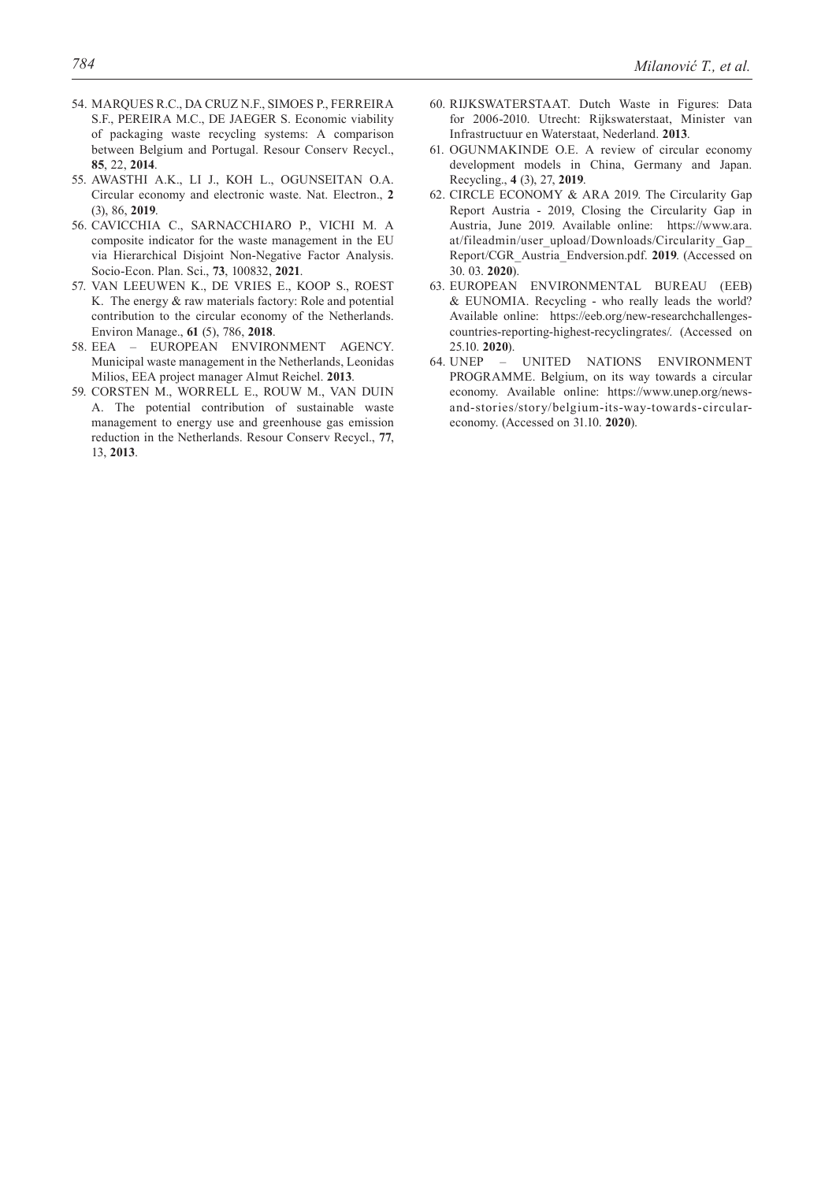54. MARQUES R.C., DA CRUZ N.F., SIMOES P., FERREIRA S.F., PEREIRA M.C., DE JAEGER S. Economic viability of packaging waste recycling systems: A comparison between Belgium and Portugal. Resour Conserv Recycl., **85**, 22, **2014**.
55. AWASTHI A.K., LI J., KOH L., OGUNSEITAN O.A. Circular economy and electronic waste. Nat. Electron., **2** (3), 86, **2019**.
56. CAVICCHIA C., SARNACCHIARO P., VICHI M. A composite indicator for the waste management in the EU via Hierarchical Disjoint Non-Negative Factor Analysis. Socio-Econ. Plan. Sci., **73**, 100832, **2021**.
57. VAN LEEUWEN K., DE VRIES E., KOOP S., ROEST K. The energy & raw materials factory: Role and potential contribution to the circular economy of the Netherlands. Environ Manage., **61** (5), 786, **2018**.
58. EEA – EUROPEAN ENVIRONMENT AGENCY. Municipal waste management in the Netherlands, Leonidas Milios, EEA project manager Almut Reichel. **2013**.
59. CORSTEN M., WORRELL E., ROUW M., VAN DUIN A. The potential contribution of sustainable waste management to energy use and greenhouse gas emission reduction in the Netherlands. Resour Conserv Recycl., **77**, 13, **2013**.
60. RIJKSWATERSTAAT. Dutch Waste in Figures: Data for 2006-2010. Utrecht: Rijkswaterstaat, Minister van Infrastructuur en Waterstaat, Nederland. **2013**.
61. OGUNMAKINDE O.E. A review of circular economy development models in China, Germany and Japan. Recycling., **4** (3), 27, **2019**.
62. CIRCLE ECONOMY & ARA 2019. The Circularity Gap Report Austria - 2019, Closing the Circularity Gap in Austria, June 2019. Available online: https://www.ara.at/fileadmin/user_upload/Downloads/Circularity_Gap_Report/CGR_Austria_Endversion.pdf. **2019**. (Accessed on 30. 03. **2020**).
63. EUROPEAN ENVIRONMENTAL BUREAU (EEB) & EUNOMIA. Recycling - who really leads the world? Available online: https://eeb.org/new-researchchallenges-countries-reporting-highest-recyclingrates/. (Accessed on 25.10. **2020**).
64. UNEP – UNITED NATIONS ENVIRONMENT PROGRAMME. Belgium, on its way towards a circular economy. Available online: https://www.unep.org/news-and-stories/story/belgium-its-way-towards-circular-economy. (Accessed on 31.10. **2020**).